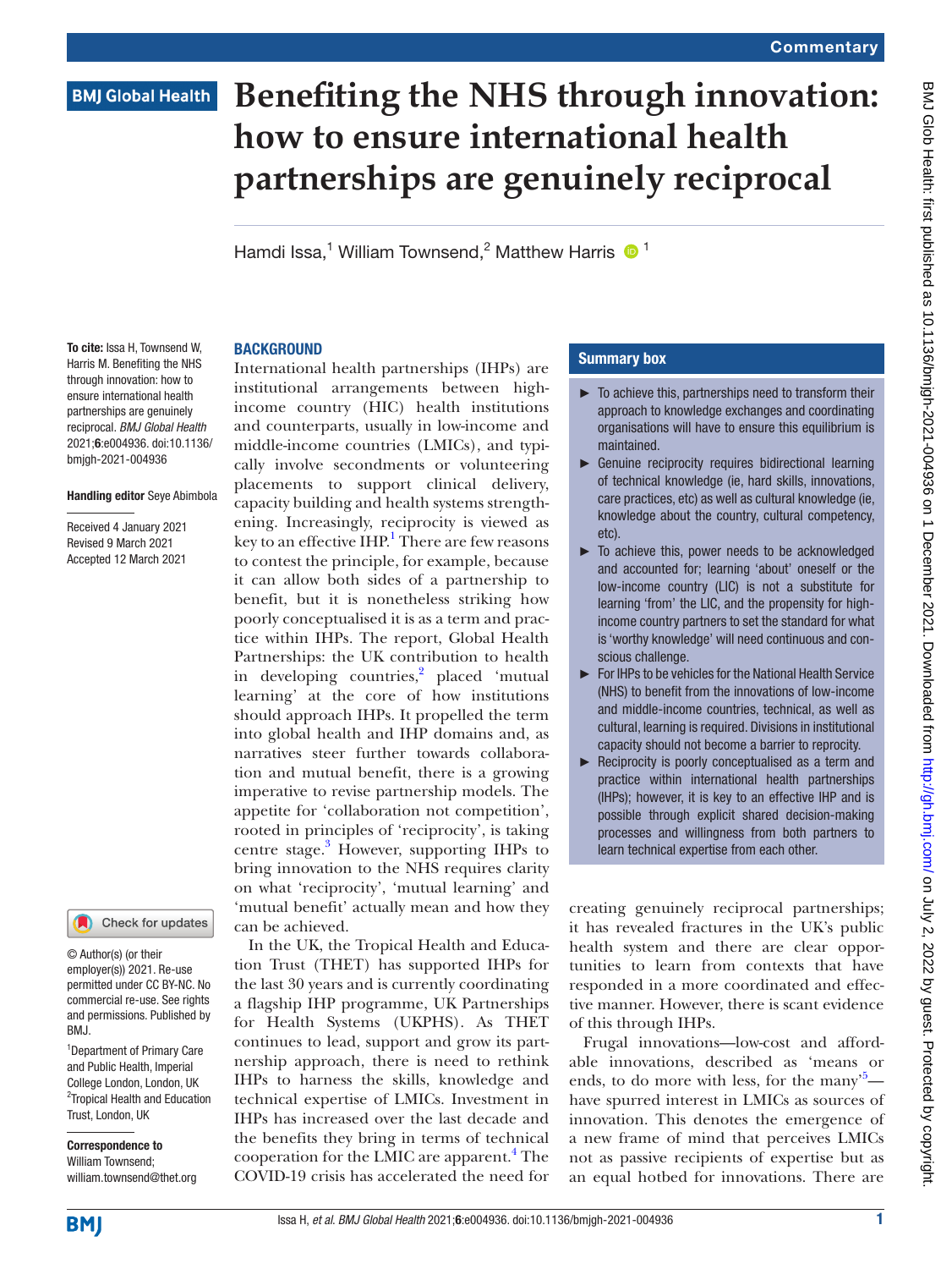# Benefiting the NHS through innovation: how to ensure international health partnerships are genuinely reciprocal

Hamdi Issa,[1] William Townsend,[2] Matthew Harris[1]

**To cite:** Issa H, Townsend W, Harris M. Benefiting the NHS through innovation: how to ensure international health partnerships are genuinely reciprocal. *BMJ Global Health* 2021;**6**:e004936. doi:10.1136/bmjgh-2021-004936

**Handling editor** Seye Abimbola

Received 4 January 2021
Revised 9 March 2021
Accepted 12 March 2021

© Author(s) (or their employer(s)) 2021. Re-use permitted under CC BY-NC. No commercial re-use. See rights and permissions. Published by BMJ.

[1]Department of Primary Care and Public Health, Imperial College London, London, UK
[2]Tropical Health and Education Trust, London, UK

**Correspondence to**
William Townsend;
william.townsend@thet.org

## Summary box

- To achieve this, partnerships need to transform their approach to knowledge exchanges and coordinating organisations will have to ensure this equilibrium is maintained.
- Genuine reciprocity requires bidirectional learning of technical knowledge (ie, hard skills, innovations, care practices, etc) as well as cultural knowledge (ie, knowledge about the country, cultural competency, etc).
- To achieve this, power needs to be acknowledged and accounted for; learning 'about' oneself or the low-income country (LIC) is not a substitute for learning 'from' the LIC, and the propensity for high-income country partners to set the standard for what is 'worthy knowledge' will need continuous and conscious challenge.
- For IHPs to be vehicles for the National Health Service (NHS) to benefit from the innovations of low-income and middle-income countries, technical, as well as cultural, learning is required. Divisions in institutional capacity should not become a barrier to reprocity.
- Reciprocity is poorly conceptualised as a term and practice within international health partnerships (IHPs); however, it is key to an effective IHP and is possible through explicit shared decision-making processes and willingness from both partners to learn technical expertise from each other.

## BACKGROUND

International health partnerships (IHPs) are institutional arrangements between high-income country (HIC) health institutions and counterparts, usually in low-income and middle-income countries (LMICs), and typically involve secondments or volunteering placements to support clinical delivery, capacity building and health systems strengthening. Increasingly, reciprocity is viewed as key to an effective IHP.[1] There are few reasons to contest the principle, for example, because it can allow both sides of a partnership to benefit, but it is nonetheless striking how poorly conceptualised it is as a term and practice within IHPs. The report, Global Health Partnerships: the UK contribution to health in developing countries,[2] placed 'mutual learning' at the core of how institutions should approach IHPs. It propelled the term into global health and IHP domains and, as narratives steer further towards collaboration and mutual benefit, there is a growing imperative to revise partnership models. The appetite for 'collaboration not competition', rooted in principles of 'reciprocity', is taking centre stage.[3] However, supporting IHPs to bring innovation to the NHS requires clarity on what 'reciprocity', 'mutual learning' and 'mutual benefit' actually mean and how they can be achieved.

In the UK, the Tropical Health and Education Trust (THET) has supported IHPs for the last 30 years and is currently coordinating a flagship IHP programme, UK Partnerships for Health Systems (UKPHS). As THET continues to lead, support and grow its partnership approach, there is need to rethink IHPs to harness the skills, knowledge and technical expertise of LMICs. Investment in IHPs has increased over the last decade and the benefits they bring in terms of technical cooperation for the LMIC are apparent.[4] The COVID-19 crisis has accelerated the need for creating genuinely reciprocal partnerships; it has revealed fractures in the UK's public health system and there are clear opportunities to learn from contexts that have responded in a more coordinated and effective manner. However, there is scant evidence of this through IHPs.

Frugal innovations—low-cost and affordable innovations, described as 'means or ends, to do more with less, for the many'[5]—have spurred interest in LMICs as sources of innovation. This denotes the emergence of a new frame of mind that perceives LMICs not as passive recipients of expertise but as an equal hotbed for innovations. There are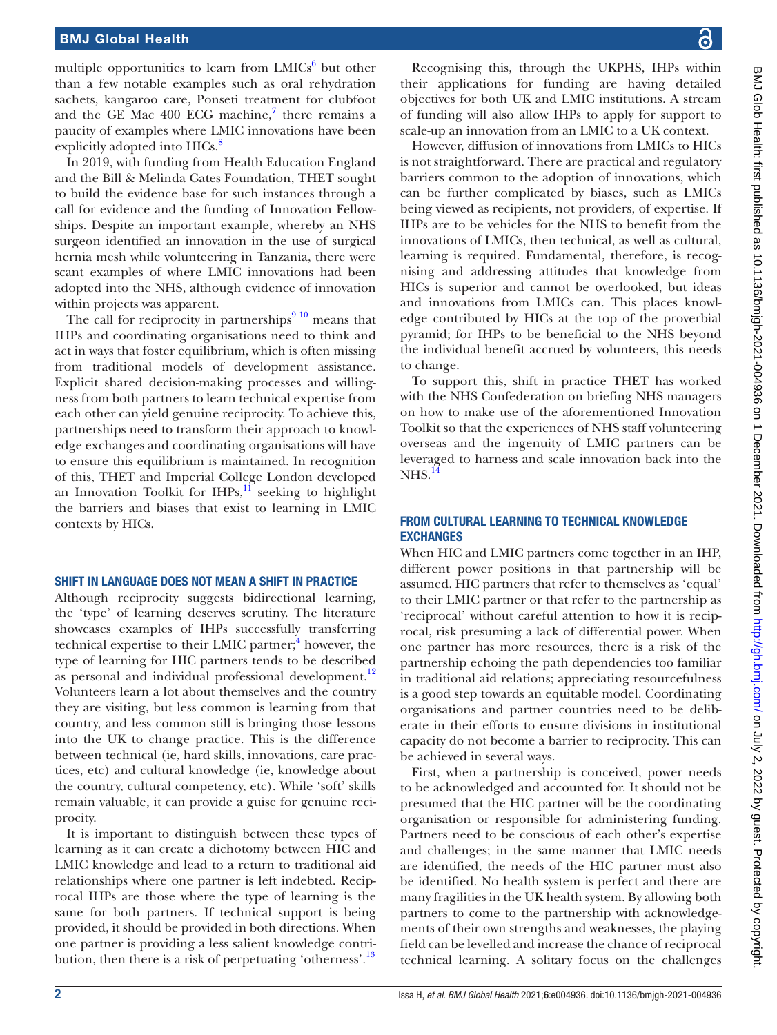multiple opportunities to learn from LMICs[6] but other than a few notable examples such as oral rehydration sachets, kangaroo care, Ponseti treatment for clubfoot and the GE Mac 400 ECG machine,[7] there remains a paucity of examples where LMIC innovations have been explicitly adopted into HICs.[8]

In 2019, with funding from Health Education England and the Bill & Melinda Gates Foundation, THET sought to build the evidence base for such instances through a call for evidence and the funding of Innovation Fellowships. Despite an important example, whereby an NHS surgeon identified an innovation in the use of surgical hernia mesh while volunteering in Tanzania, there were scant examples of where LMIC innovations had been adopted into the NHS, although evidence of innovation within projects was apparent.

The call for reciprocity in partnerships[9,10] means that IHPs and coordinating organisations need to think and act in ways that foster equilibrium, which is often missing from traditional models of development assistance. Explicit shared decision-making processes and willingness from both partners to learn technical expertise from each other can yield genuine reciprocity. To achieve this, partnerships need to transform their approach to knowledge exchanges and coordinating organisations will have to ensure this equilibrium is maintained. In recognition of this, THET and Imperial College London developed an Innovation Toolkit for IHPs,[11] seeking to highlight the barriers and biases that exist to learning in LMIC contexts by HICs.

## SHIFT IN LANGUAGE DOES NOT MEAN A SHIFT IN PRACTICE

Although reciprocity suggests bidirectional learning, the 'type' of learning deserves scrutiny. The literature showcases examples of IHPs successfully transferring technical expertise to their LMIC partner;[4] however, the type of learning for HIC partners tends to be described as personal and individual professional development.[12] Volunteers learn a lot about themselves and the country they are visiting, but less common is learning from that country, and less common still is bringing those lessons into the UK to change practice. This is the difference between technical (ie, hard skills, innovations, care practices, etc) and cultural knowledge (ie, knowledge about the country, cultural competency, etc). While 'soft' skills remain valuable, it can provide a guise for genuine reciprocity.

It is important to distinguish between these types of learning as it can create a dichotomy between HIC and LMIC knowledge and lead to a return to traditional aid relationships where one partner is left indebted. Reciprocal IHPs are those where the type of learning is the same for both partners. If technical support is being provided, it should be provided in both directions. When one partner is providing a less salient knowledge contribution, then there is a risk of perpetuating 'otherness'.[13]

Recognising this, through the UKPHS, IHPs within their applications for funding are having detailed objectives for both UK and LMIC institutions. A stream of funding will also allow IHPs to apply for support to scale-up an innovation from an LMIC to a UK context.

However, diffusion of innovations from LMICs to HICs is not straightforward. There are practical and regulatory barriers common to the adoption of innovations, which can be further complicated by biases, such as LMICs being viewed as recipients, not providers, of expertise. If IHPs are to be vehicles for the NHS to benefit from the innovations of LMICs, then technical, as well as cultural, learning is required. Fundamental, therefore, is recognising and addressing attitudes that knowledge from HICs is superior and cannot be overlooked, but ideas and innovations from LMICs can. This places knowledge contributed by HICs at the top of the proverbial pyramid; for IHPs to be beneficial to the NHS beyond the individual benefit accrued by volunteers, this needs to change.

To support this, shift in practice THET has worked with the NHS Confederation on briefing NHS managers on how to make use of the aforementioned Innovation Toolkit so that the experiences of NHS staff volunteering overseas and the ingenuity of LMIC partners can be leveraged to harness and scale innovation back into the NHS.[14]

## FROM CULTURAL LEARNING TO TECHNICAL KNOWLEDGE EXCHANGES

When HIC and LMIC partners come together in an IHP, different power positions in that partnership will be assumed. HIC partners that refer to themselves as 'equal' to their LMIC partner or that refer to the partnership as 'reciprocal' without careful attention to how it is reciprocal, risk presuming a lack of differential power. When one partner has more resources, there is a risk of the partnership echoing the path dependencies too familiar in traditional aid relations; appreciating resourcefulness is a good step towards an equitable model. Coordinating organisations and partner countries need to be deliberate in their efforts to ensure divisions in institutional capacity do not become a barrier to reciprocity. This can be achieved in several ways.

First, when a partnership is conceived, power needs to be acknowledged and accounted for. It should not be presumed that the HIC partner will be the coordinating organisation or responsible for administering funding. Partners need to be conscious of each other's expertise and challenges; in the same manner that LMIC needs are identified, the needs of the HIC partner must also be identified. No health system is perfect and there are many fragilities in the UK health system. By allowing both partners to come to the partnership with acknowledgements of their own strengths and weaknesses, the playing field can be levelled and increase the chance of reciprocal technical learning. A solitary focus on the challenges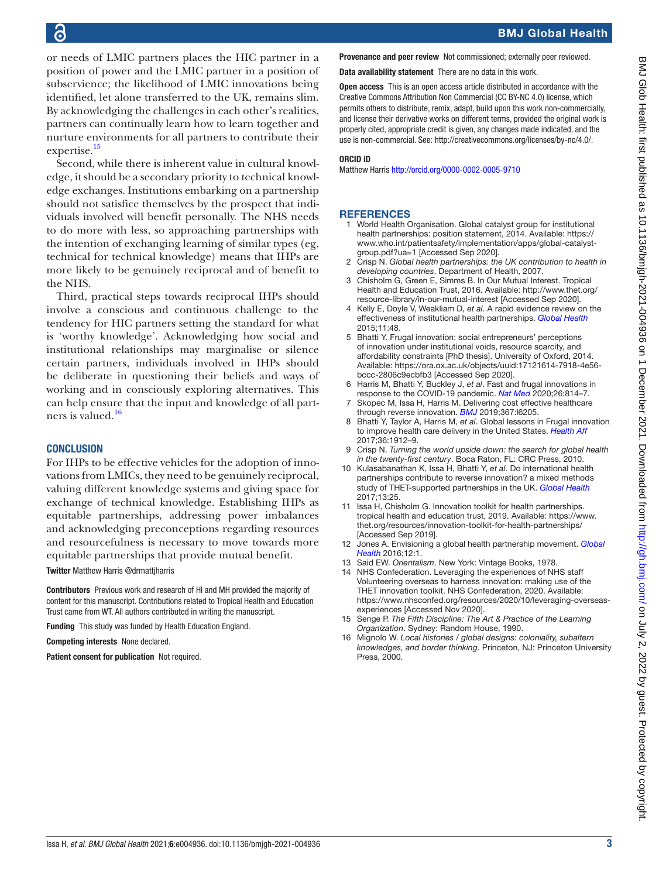or needs of LMIC partners places the HIC partner in a position of power and the LMIC partner in a position of subservience; the likelihood of LMIC innovations being identified, let alone transferred to the UK, remains slim. By acknowledging the challenges in each other's realities, partners can continually learn how to learn together and nurture environments for all partners to contribute their expertise.[15]

Second, while there is inherent value in cultural knowledge, it should be a secondary priority to technical knowledge exchanges. Institutions embarking on a partnership should not satisfice themselves by the prospect that individuals involved will benefit personally. The NHS needs to do more with less, so approaching partnerships with the intention of exchanging learning of similar types (eg, technical for technical knowledge) means that IHPs are more likely to be genuinely reciprocal and of benefit to the NHS.

Third, practical steps towards reciprocal IHPs should involve a conscious and continuous challenge to the tendency for HIC partners setting the standard for what is 'worthy knowledge'. Acknowledging how social and institutional relationships may marginalise or silence certain partners, individuals involved in IHPs should be deliberate in questioning their beliefs and ways of working and in consciously exploring alternatives. This can help ensure that the input and knowledge of all partners is valued.[16]

## CONCLUSION

For IHPs to be effective vehicles for the adoption of innovations from LMICs, they need to be genuinely reciprocal, valuing different knowledge systems and giving space for exchange of technical knowledge. Establishing IHPs as equitable partnerships, addressing power imbalances and acknowledging preconceptions regarding resources and resourcefulness is necessary to move towards more equitable partnerships that provide mutual benefit.

**Twitter** Matthew Harris @drmattjharris

**Contributors** Previous work and research of HI and MH provided the majority of content for this manuscript. Contributions related to Tropical Health and Education Trust came from WT. All authors contributed in writing the manuscript.

**Funding** This study was funded by Health Education England.

**Competing interests** None declared.

**Patient consent for publication** Not required.

**Provenance and peer review** Not commissioned; externally peer reviewed.

**Data availability statement** There are no data in this work.

**Open access** This is an open access article distributed in accordance with the Creative Commons Attribution Non Commercial (CC BY-NC 4.0) license, which permits others to distribute, remix, adapt, build upon this work non-commercially, and license their derivative works on different terms, provided the original work is properly cited, appropriate credit is given, any changes made indicated, and the use is non-commercial. See: http://creativecommons.org/licenses/by-nc/4.0/.

**ORCID iD**

Matthew Harris http://orcid.org/0000-0002-0005-9710

## REFERENCES

1. World Health Organisation. Global catalyst group for institutional health partnerships: position statement, 2014. Available: https://www.who.int/patientsafety/implementation/apps/global-catalyst-group.pdf?ua=1 [Accessed Sep 2020].
2. Crisp N. *Global health partnerships: the UK contribution to health in developing countries*. Department of Health, 2007.
3. Chisholm G, Green E, Simms B. In Our Mutual Interest. Tropical Health and Education Trust, 2016. Available: http://www.thet.org/resource-library/in-our-mutual-interest [Accessed Sep 2020].
4. Kelly E, Doyle V, Weakliam D, *et al*. A rapid evidence review on the effectiveness of institutional health partnerships. *Global Health* 2015;11:48.
5. Bhatti Y. Frugal innovation: social entrepreneurs' perceptions of innovation under institutional voids, resource scarcity, and affordability constraints [PhD thesis]. University of Oxford, 2014. Available: https://ora.ox.ac.uk/objects/uuid:17121614-7918-4e56-bccc-2806c9ecbfb3 [Accessed Sep 2020].
6. Harris M, Bhatti Y, Buckley J, *et al*. Fast and frugal innovations in response to the COVID-19 pandemic. *Nat Med* 2020;26:814–7.
7. Skopec M, Issa H, Harris M. Delivering cost effective healthcare through reverse innovation. *BMJ* 2019;367:l6205.
8. Bhatti Y, Taylor A, Harris M, *et al*. Global lessons in Frugal innovation to improve health care delivery in the United States. *Health Aff* 2017;36:1912–9.
9. Crisp N. *Turning the world upside down: the search for global health in the twenty-first century*. Boca Raton, FL: CRC Press, 2010.
10. Kulasabanathan K, Issa H, Bhatti Y, *et al*. Do international health partnerships contribute to reverse innovation? a mixed methods study of THET-supported partnerships in the UK. *Global Health* 2017;13:25.
11. Issa H, Chisholm G. Innovation toolkit for health partnerships. tropical health and education trust, 2019. Available: https://www.thet.org/resources/innovation-toolkit-for-health-partnerships/ [Accessed Sep 2019].
12. Jones A. Envisioning a global health partnership movement. *Global Health* 2016;12:1.
13. Said EW. *Orientalism*. New York: Vintage Books, 1978.
14. NHS Confederation. Leveraging the experiences of NHS staff Volunteering overseas to harness innovation: making use of the THET innovation toolkit. NHS Confederation, 2020. Available: https://www.nhsconfed.org/resources/2020/10/leveraging-overseas-experiences [Accessed Nov 2020].
15. Senge P. *The Fifth Discipline: The Art & Practice of the Learning Organization*. Sydney: Random House, 1990.
16. Mignolo W. *Local histories / global designs: coloniality, subaltern knowledges, and border thinking*. Princeton, NJ: Princeton University Press, 2000.